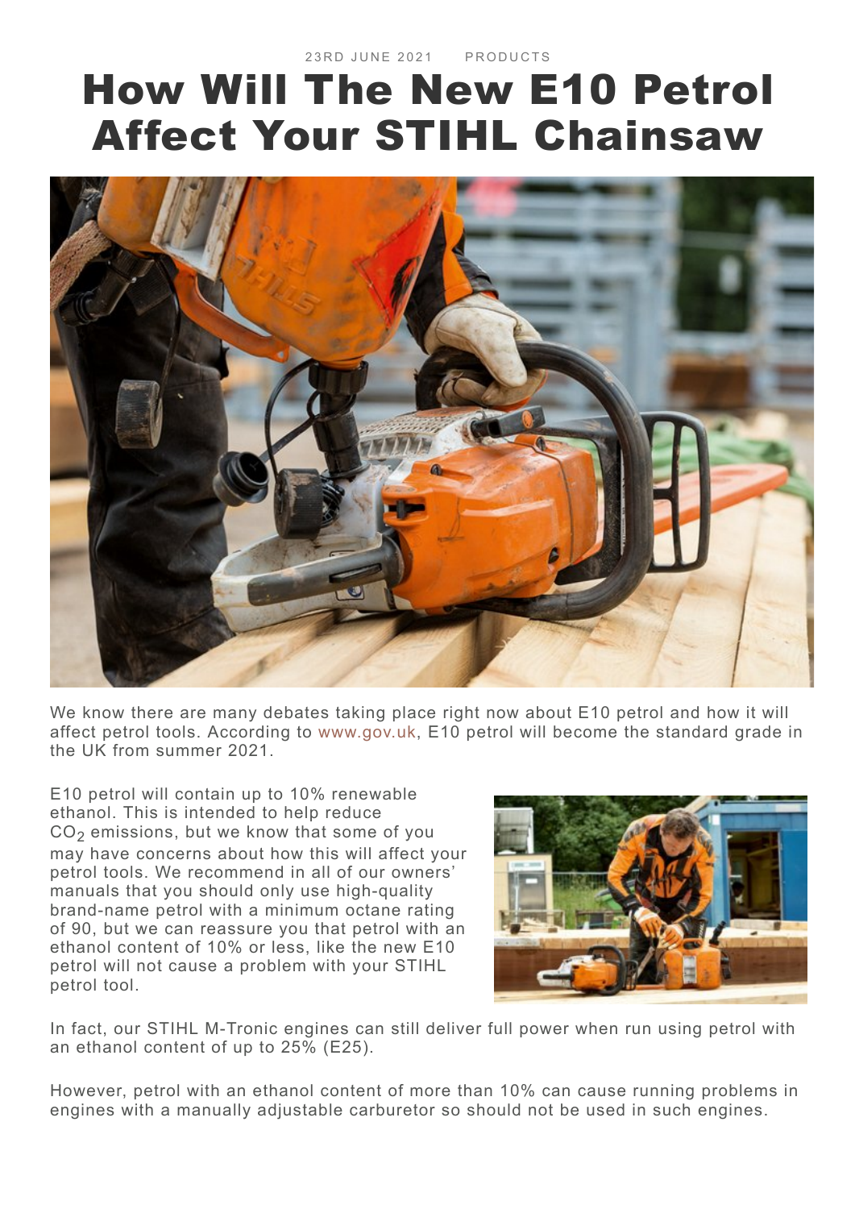23RD JUNE 2021 PRODUCTS

# How Will The New E10 Petrol Affect Your STIHL Chainsaw

We know there are many debates taking place right now about E10 petrol and how it will affect petrol tools. According to www.gov.uk, E10 petrol will become the standard grade in the UK from summer 2021.

E10 petrol will contain up to 10% renewable ethanol. This is intended to help reduce $CO_2$ emissions, but we know that some of you may have concerns about how this will affect your petrol tools. We recommend in all of our owners' manuals that you should only use high-quality brand-name petrol with a minimum octane rating of 90, but we can reassure you that petrol with an ethanol content of 10% or less, like the new E10 petrol will not cause a problem with your STIHL petrol tool.

In fact, our STIHL M-Tronic engines can still deliver full power when run using petrol with an ethanol content of up to 25% (E25).

However, petrol with an ethanol content of more than 10% can cause running problems in engines with a manually adjustable carburetor so should not be used in such engines.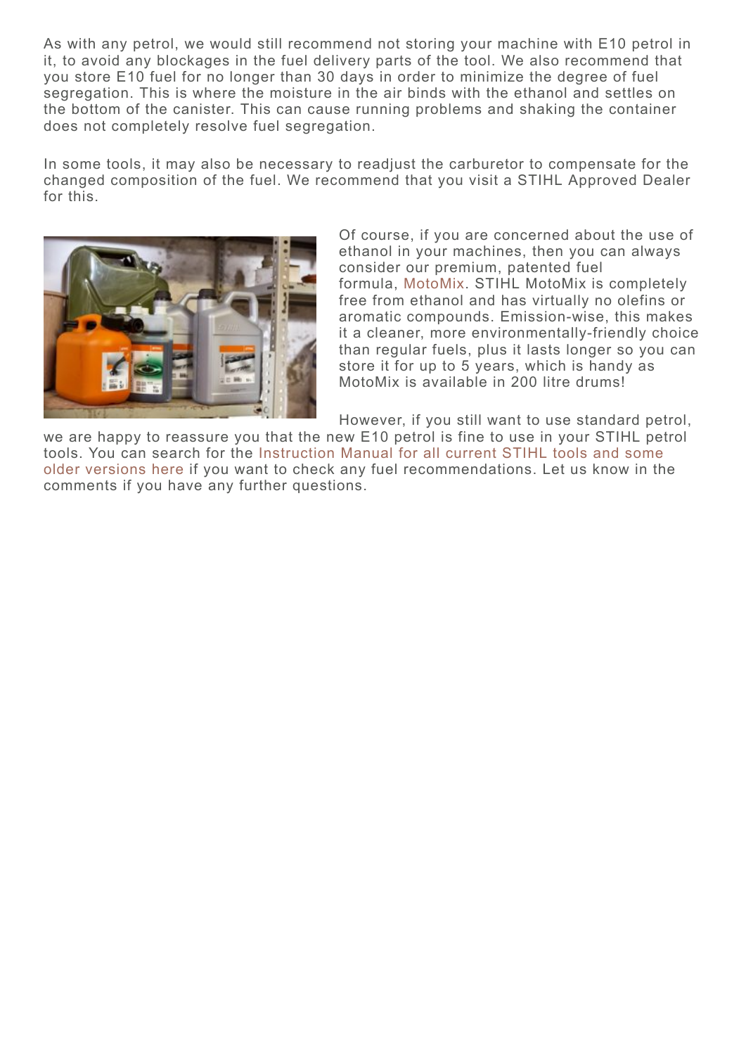As with any petrol, we would still recommend not storing your machine with E10 petrol in it, to avoid any blockages in the fuel delivery parts of the tool. We also recommend that you store E10 fuel for no longer than 30 days in order to minimize the degree of fuel segregation. This is where the moisture in the air binds with the ethanol and settles on the bottom of the canister. This can cause running problems and shaking the container does not completely resolve fuel segregation.

In some tools, it may also be necessary to readjust the carburetor to compensate for the changed composition of the fuel. We recommend that you visit a STIHL Approved Dealer for this.

Of course, if you are concerned about the use of ethanol in your machines, then you can always consider our premium, patented fuel formula, MotoMix. STIHL MotoMix is completely free from ethanol and has virtually no olefins or aromatic compounds. Emission-wise, this makes it a cleaner, more environmentally-friendly choice than regular fuels, plus it lasts longer so you can store it for up to 5 years, which is handy as MotoMix is available in 200 litre drums!

However, if you still want to use standard petrol, we are happy to reassure you that the new E10 petrol is fine to use in your STIHL petrol tools. You can search for the Instruction Manual for all current STIHL tools and some older versions here if you want to check any fuel recommendations. Let us know in the comments if you have any further questions.